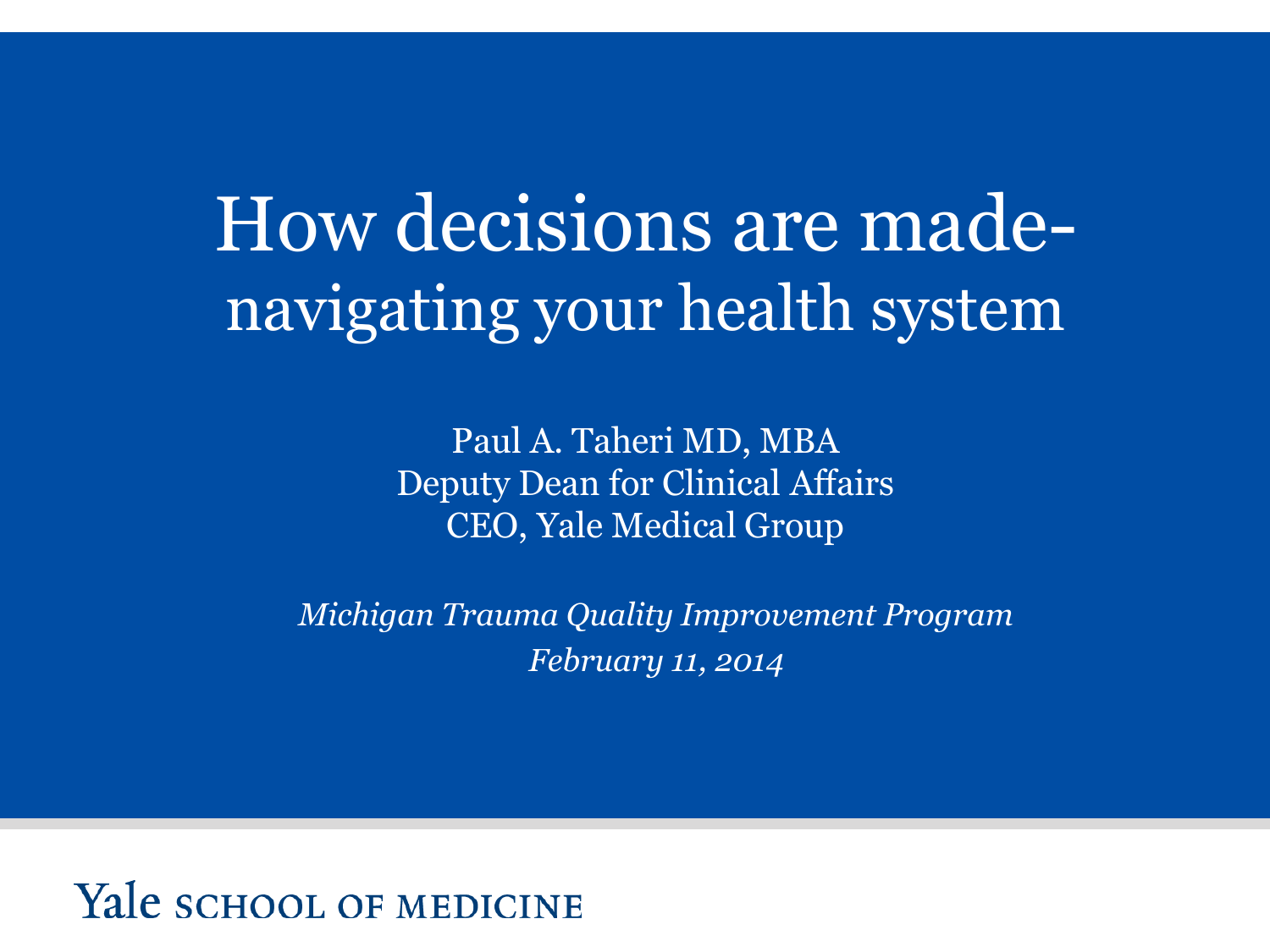# How decisions are made- navigating your health system

Paul A. Taheri MD, MBA
Deputy Dean for Clinical Affairs
CEO, Yale Medical Group

*Michigan Trauma Quality Improvement Program*
*February 11, 2014*

Yale SCHOOL OF MEDICINE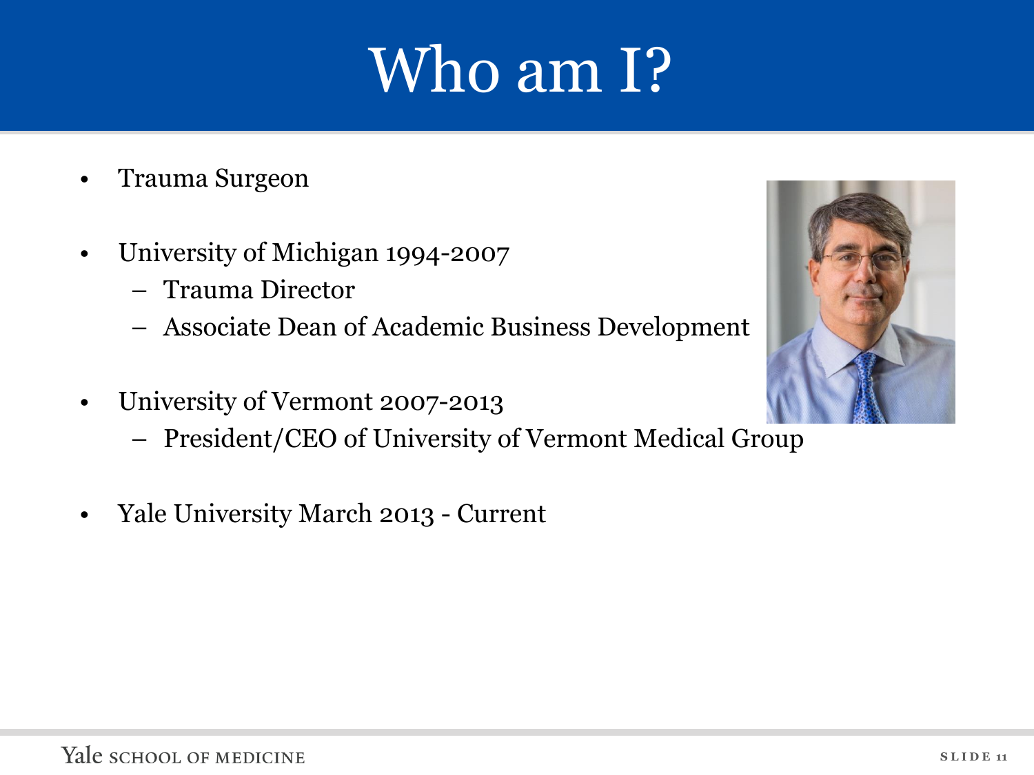# Who am I?

- Trauma Surgeon
- University of Michigan 1994-2007
  - Trauma Director
  - Associate Dean of Academic Business Development
- University of Vermont 2007-2013
  - President/CEO of University of Vermont Medical Group
- Yale University March 2013 - Current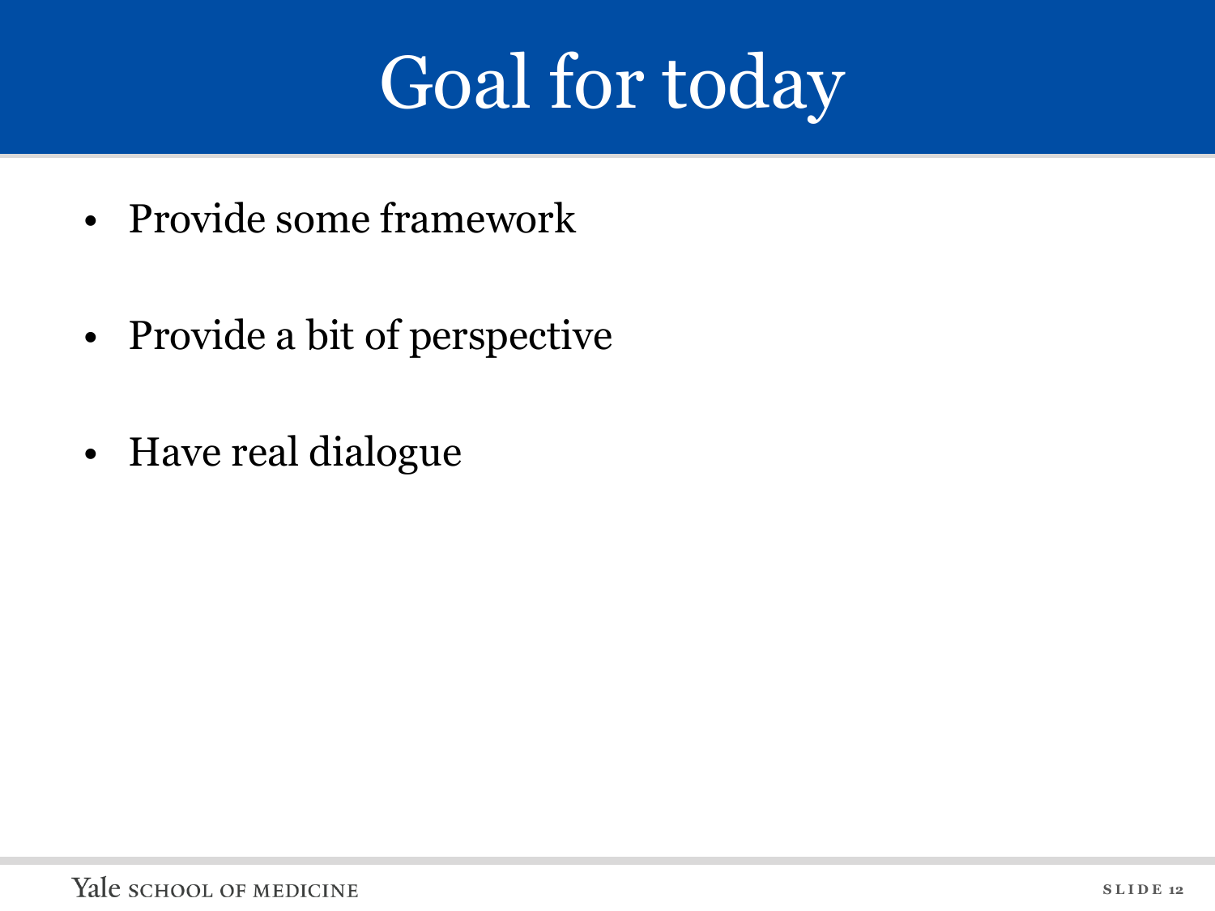# Goal for today

- Provide some framework
- Provide a bit of perspective
- Have real dialogue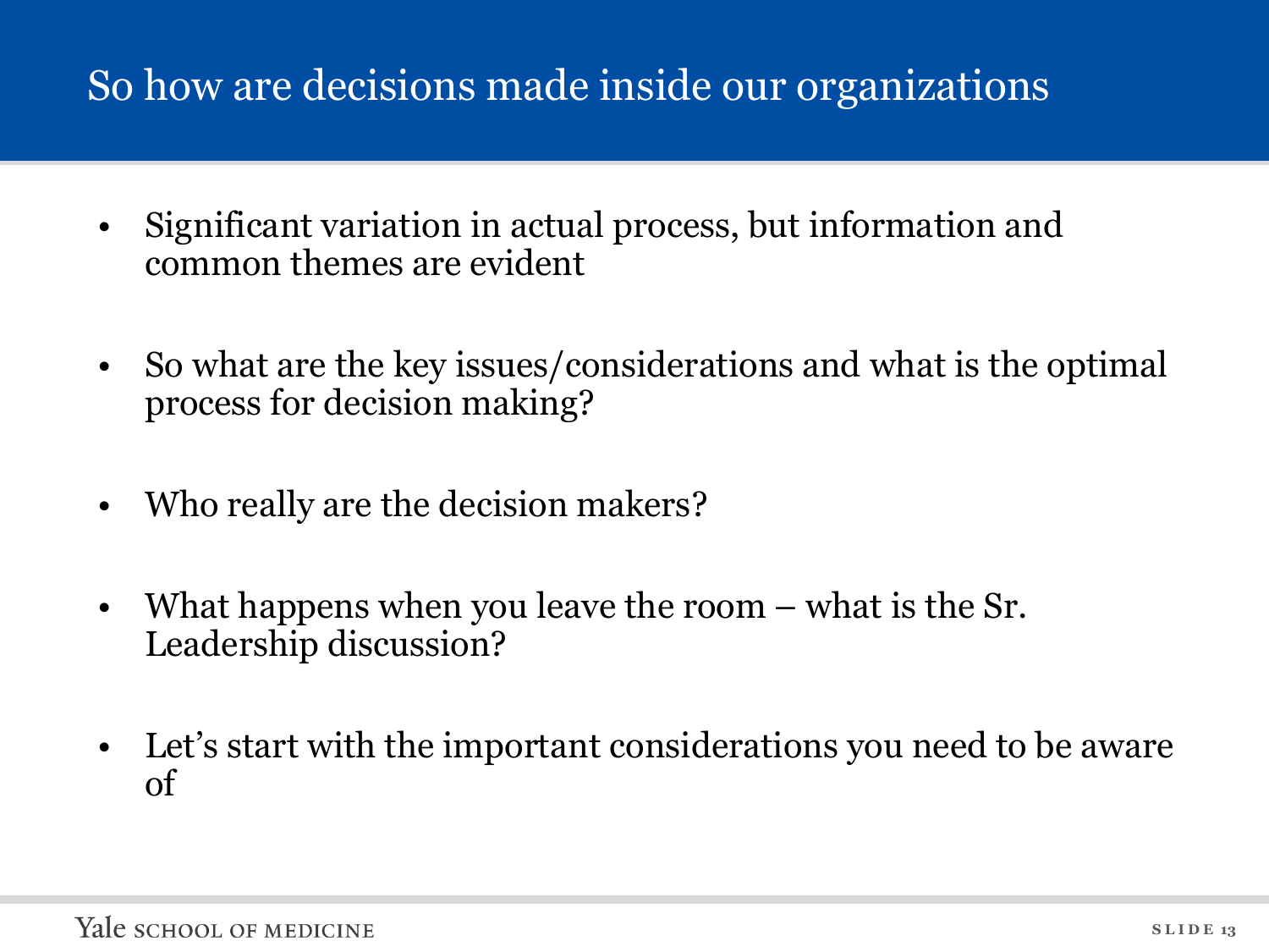# So how are decisions made inside our organizations

- Significant variation in actual process, but information and common themes are evident
- So what are the key issues/considerations and what is the optimal process for decision making?
- Who really are the decision makers?
- What happens when you leave the room – what is the Sr. Leadership discussion?
- Let's start with the important considerations you need to be aware of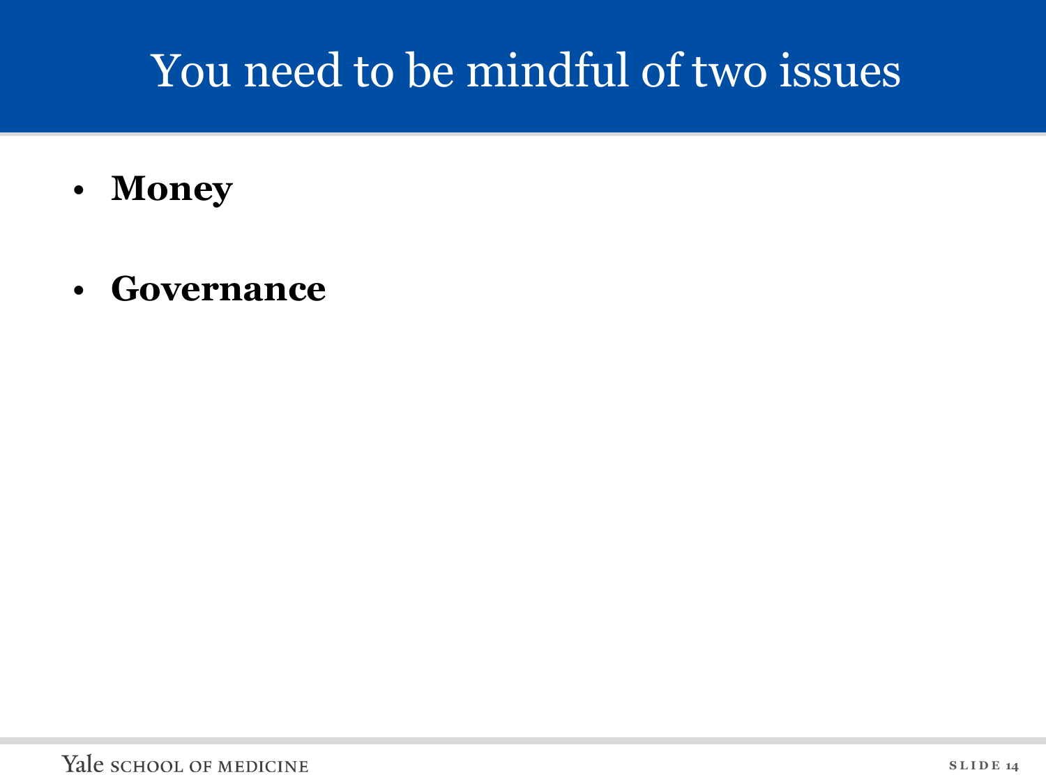# You need to be mindful of two issues

- **Money**
- **Governance**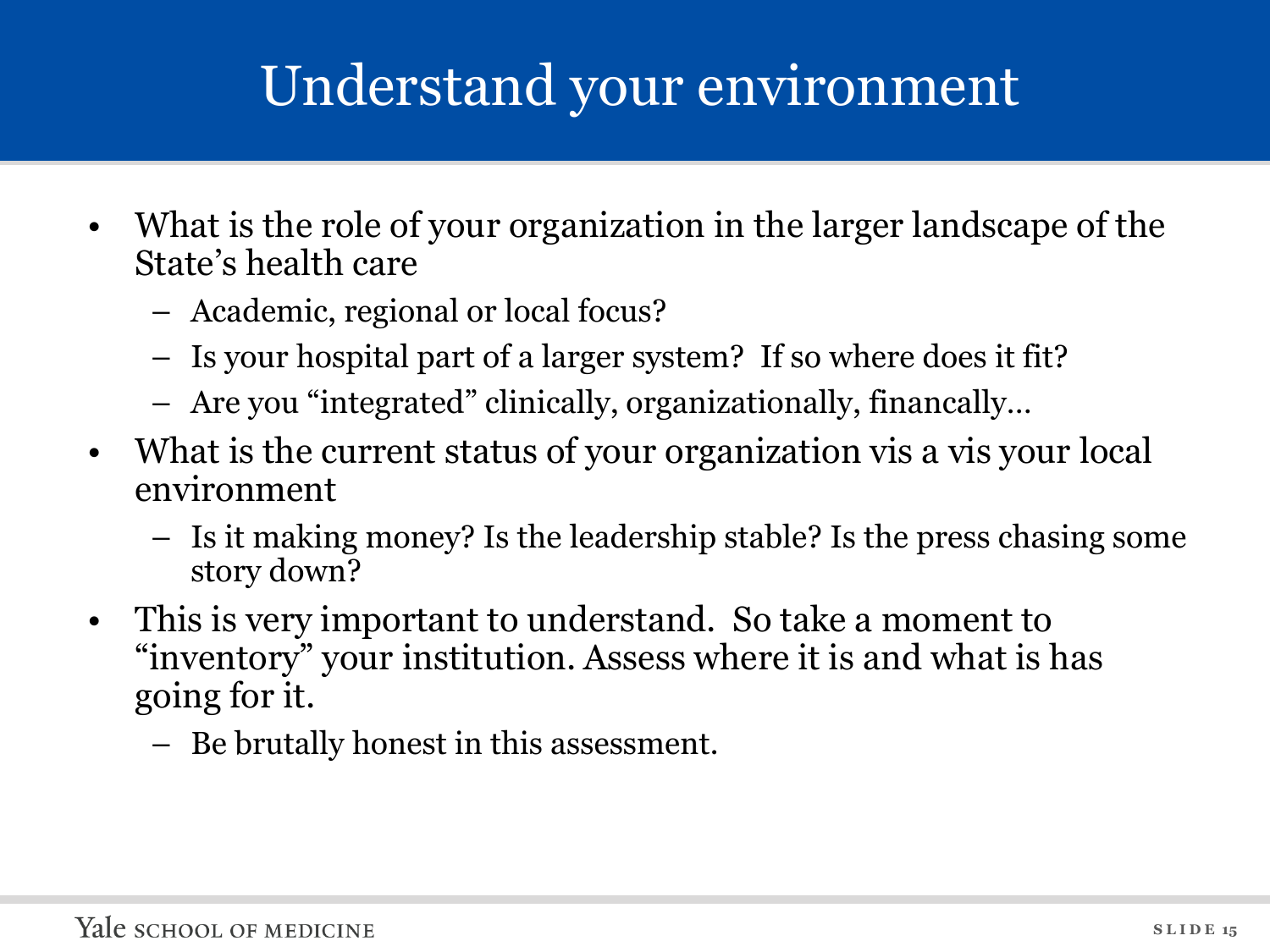# Understand your environment

- What is the role of your organization in the larger landscape of the State's health care
  - Academic, regional or local focus?
  - Is your hospital part of a larger system? If so where does it fit?
  - Are you "integrated" clinically, organizationally, financally…
- What is the current status of your organization vis a vis your local environment
  - Is it making money? Is the leadership stable? Is the press chasing some story down?
- This is very important to understand. So take a moment to "inventory" your institution. Assess where it is and what is has going for it.
  - Be brutally honest in this assessment.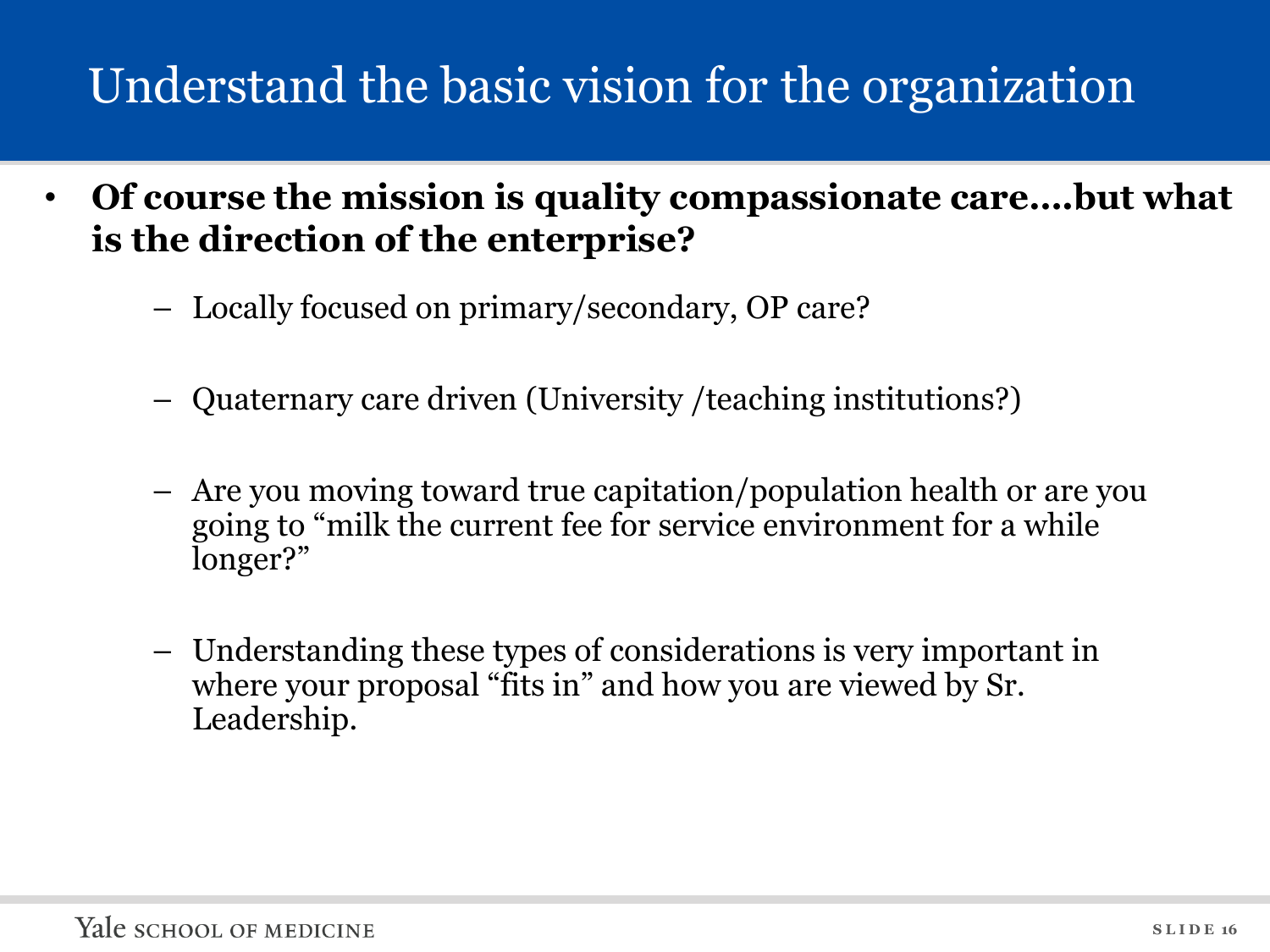# Understand the basic vision for the organization

- **Of course the mission is quality compassionate care….but what is the direction of the enterprise?**
  - Locally focused on primary/secondary, OP care?
  - Quaternary care driven (University /teaching institutions?)
  - Are you moving toward true capitation/population health or are you going to "milk the current fee for service environment for a while longer?"
  - Understanding these types of considerations is very important in where your proposal "fits in" and how you are viewed by Sr. Leadership.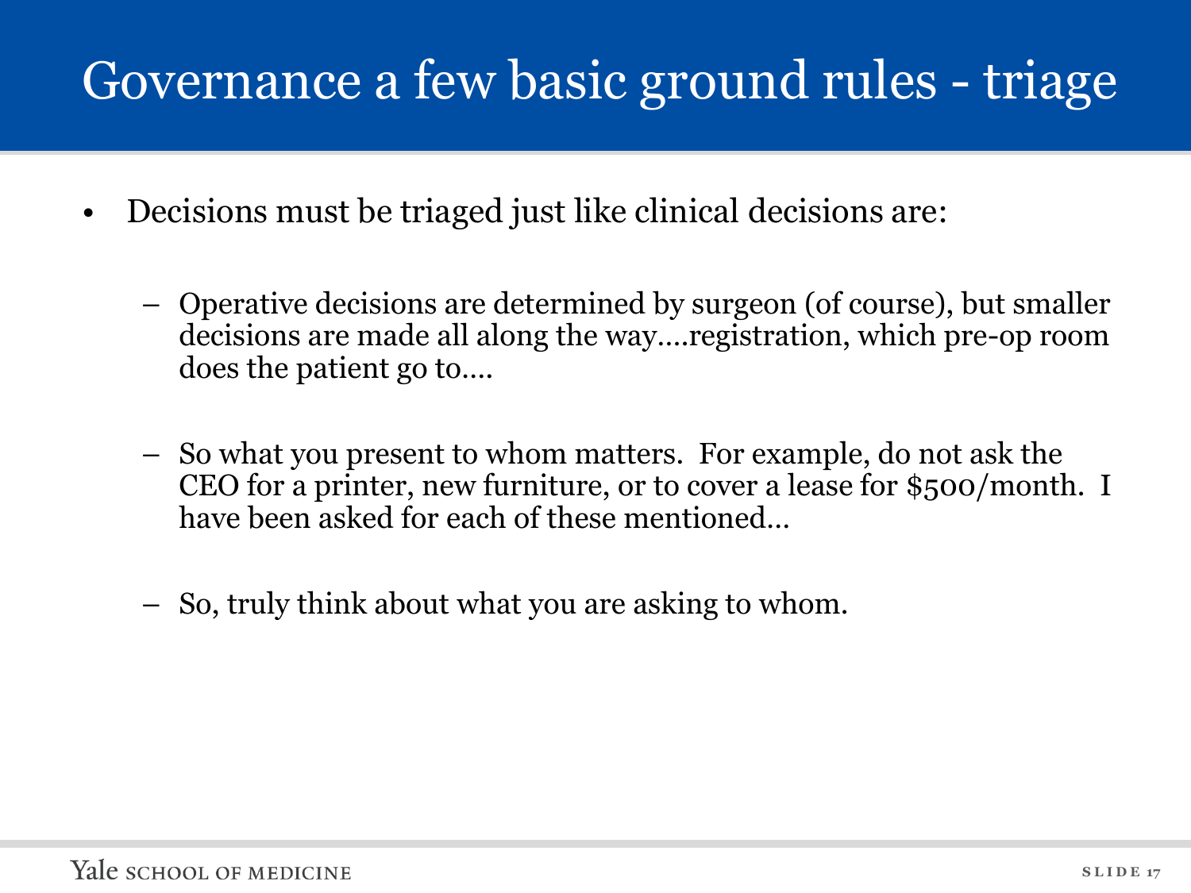# Governance a few basic ground rules - triage

- Decisions must be triaged just like clinical decisions are:
  - Operative decisions are determined by surgeon (of course), but smaller decisions are made all along the way….registration, which pre-op room does the patient go to….
  - So what you present to whom matters. For example, do not ask the CEO for a printer, new furniture, or to cover a lease for $500/month. I have been asked for each of these mentioned…
  - So, truly think about what you are asking to whom.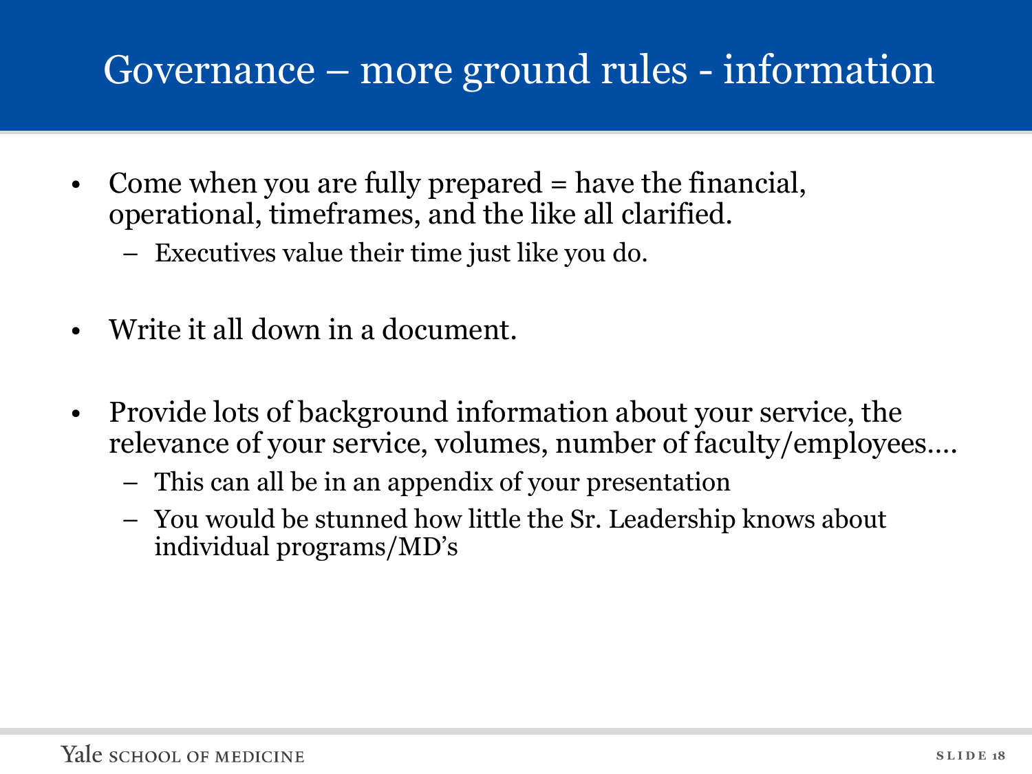# Governance – more ground rules - information

- Come when you are fully prepared = have the financial, operational, timeframes, and the like all clarified.
  - Executives value their time just like you do.
- Write it all down in a document.
- Provide lots of background information about your service, the relevance of your service, volumes, number of faculty/employees….
  - This can all be in an appendix of your presentation
  - You would be stunned how little the Sr. Leadership knows about individual programs/MD's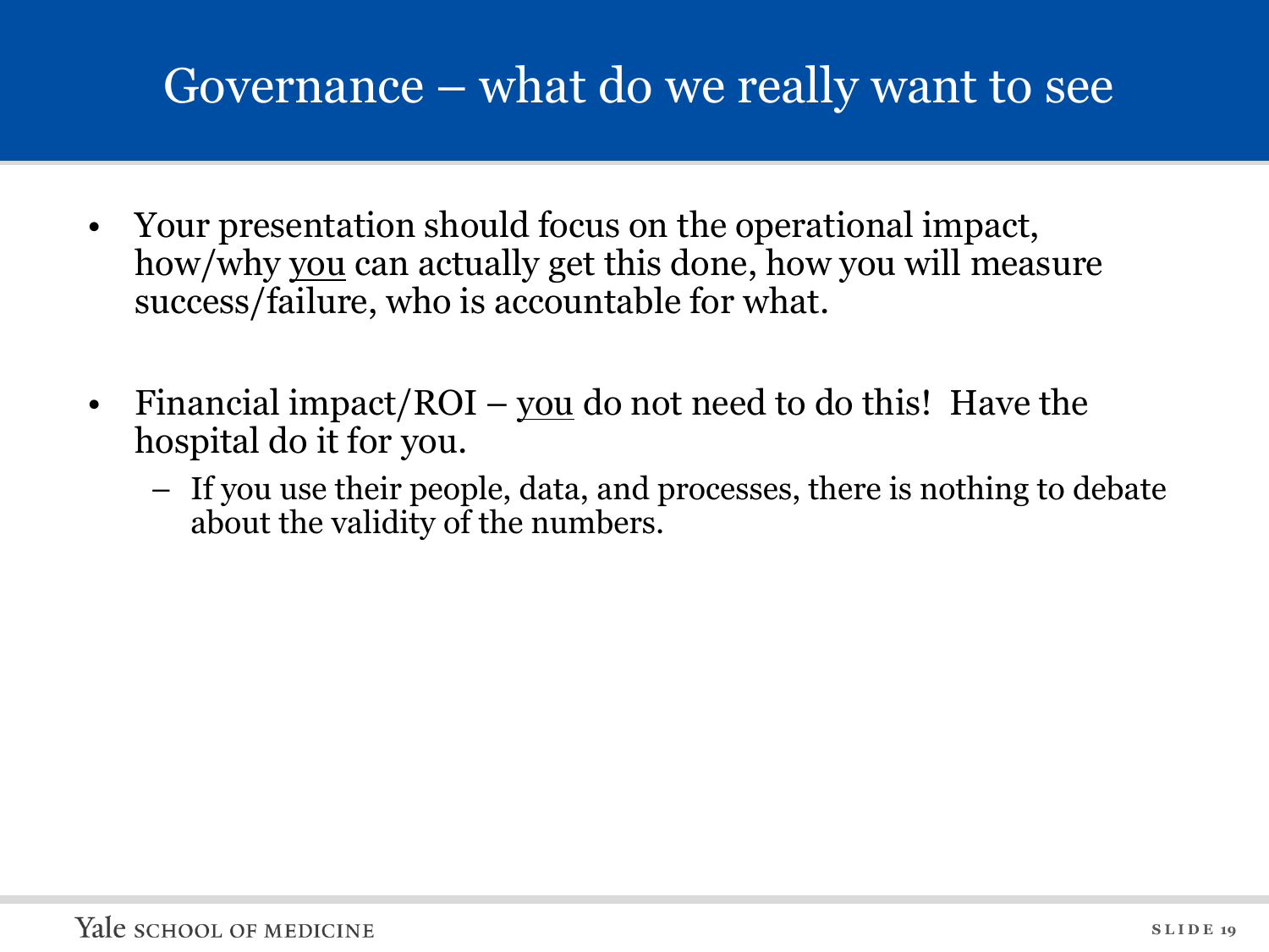# Governance – what do we really want to see

- Your presentation should focus on the operational impact, how/why <u>you</u> can actually get this done, how you will measure success/failure, who is accountable for what.

- Financial impact/ROI – <u>you</u> do not need to do this! Have the hospital do it for you.
  - If you use their people, data, and processes, there is nothing to debate about the validity of the numbers.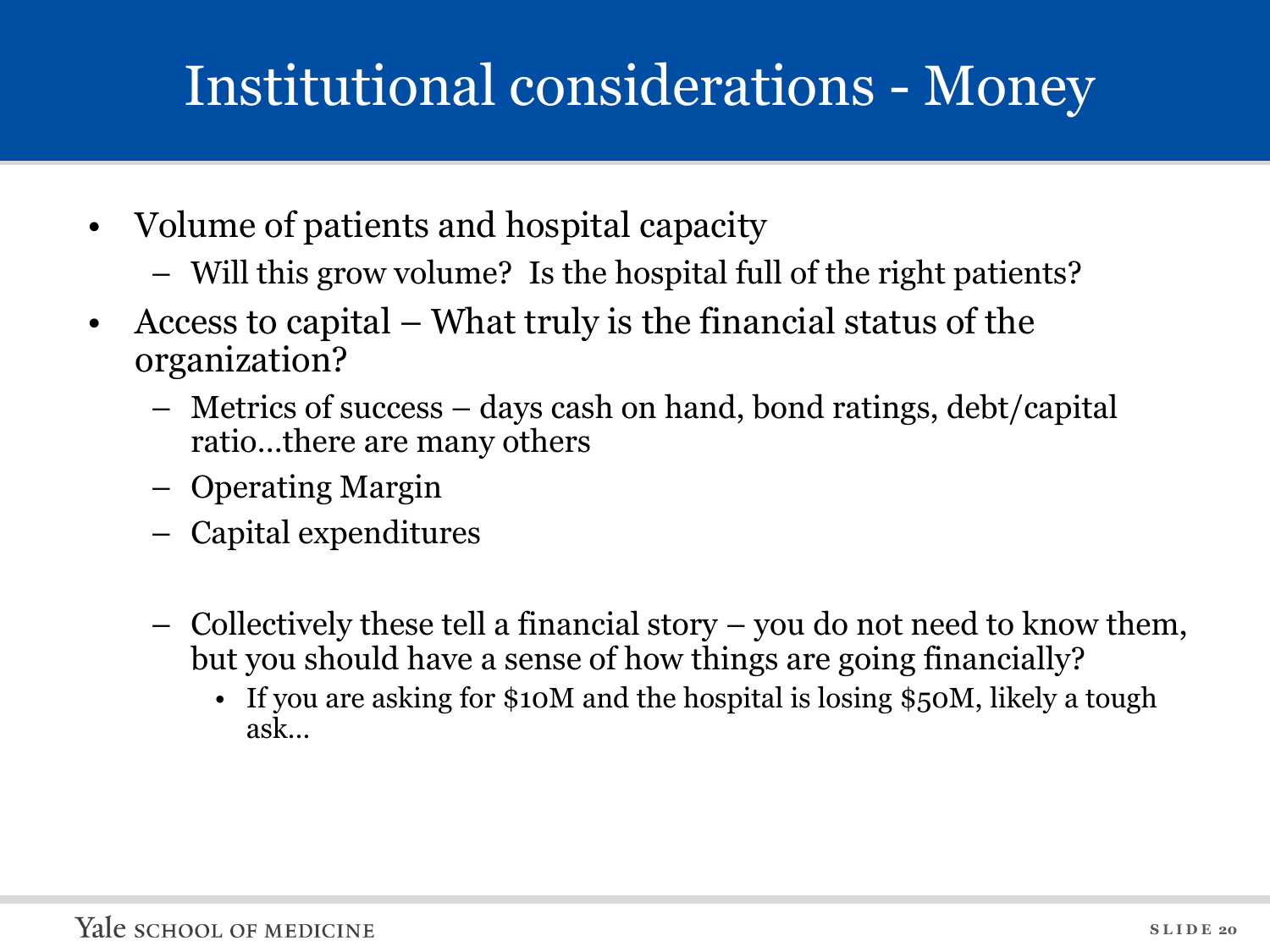# Institutional considerations - Money

- Volume of patients and hospital capacity
  - Will this grow volume? Is the hospital full of the right patients?
- Access to capital – What truly is the financial status of the organization?
  - Metrics of success – days cash on hand, bond ratings, debt/capital ratio…there are many others
  - Operating Margin
  - Capital expenditures
  - Collectively these tell a financial story – you do not need to know them, but you should have a sense of how things are going financially?
    - If you are asking for $10M and the hospital is losing $50M, likely a tough ask…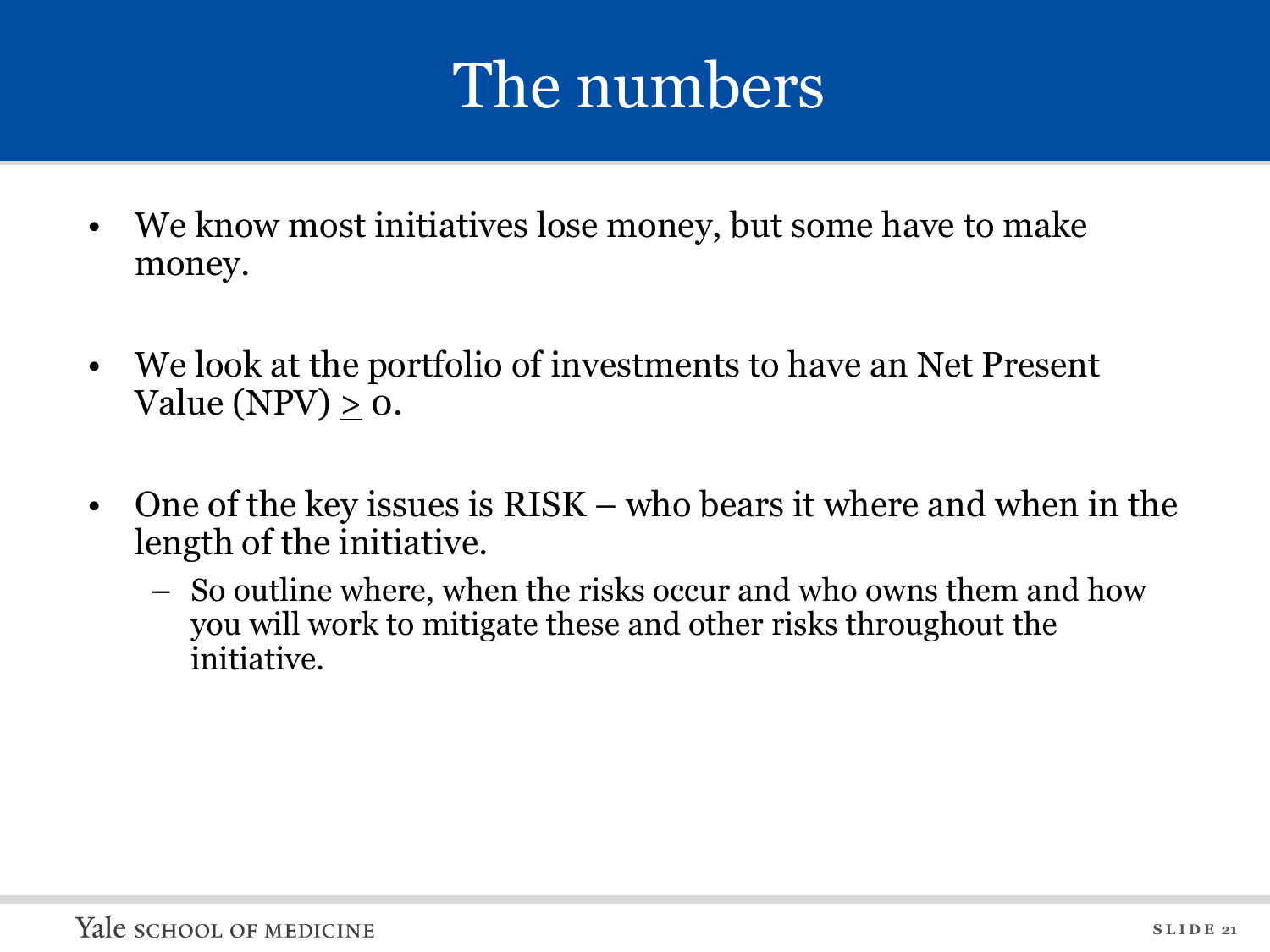# The numbers

- We know most initiatives lose money, but some have to make money.
- We look at the portfolio of investments to have an Net Present Value (NPV) $\geq$ 0.
- One of the key issues is RISK – who bears it where and when in the length of the initiative.
  - So outline where, when the risks occur and who owns them and how you will work to mitigate these and other risks throughout the initiative.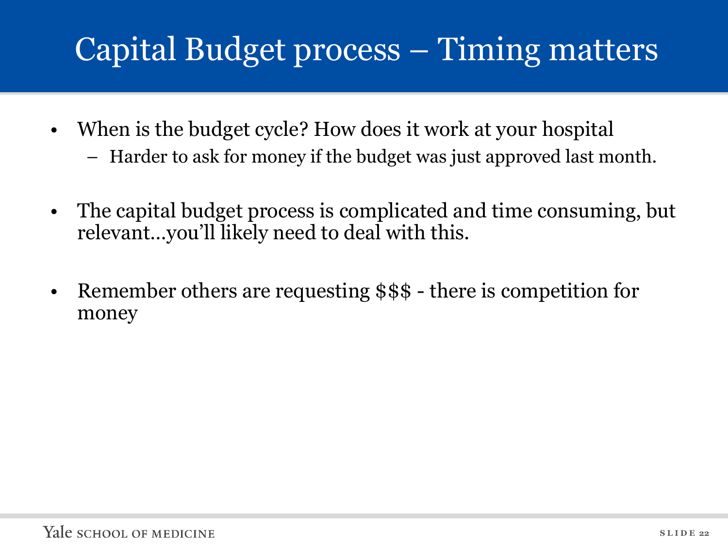# Capital Budget process – Timing matters

- When is the budget cycle? How does it work at your hospital
  - Harder to ask for money if the budget was just approved last month.

- The capital budget process is complicated and time consuming, but relevant…you'll likely need to deal with this.

- Remember others are requesting $$$ - there is competition for money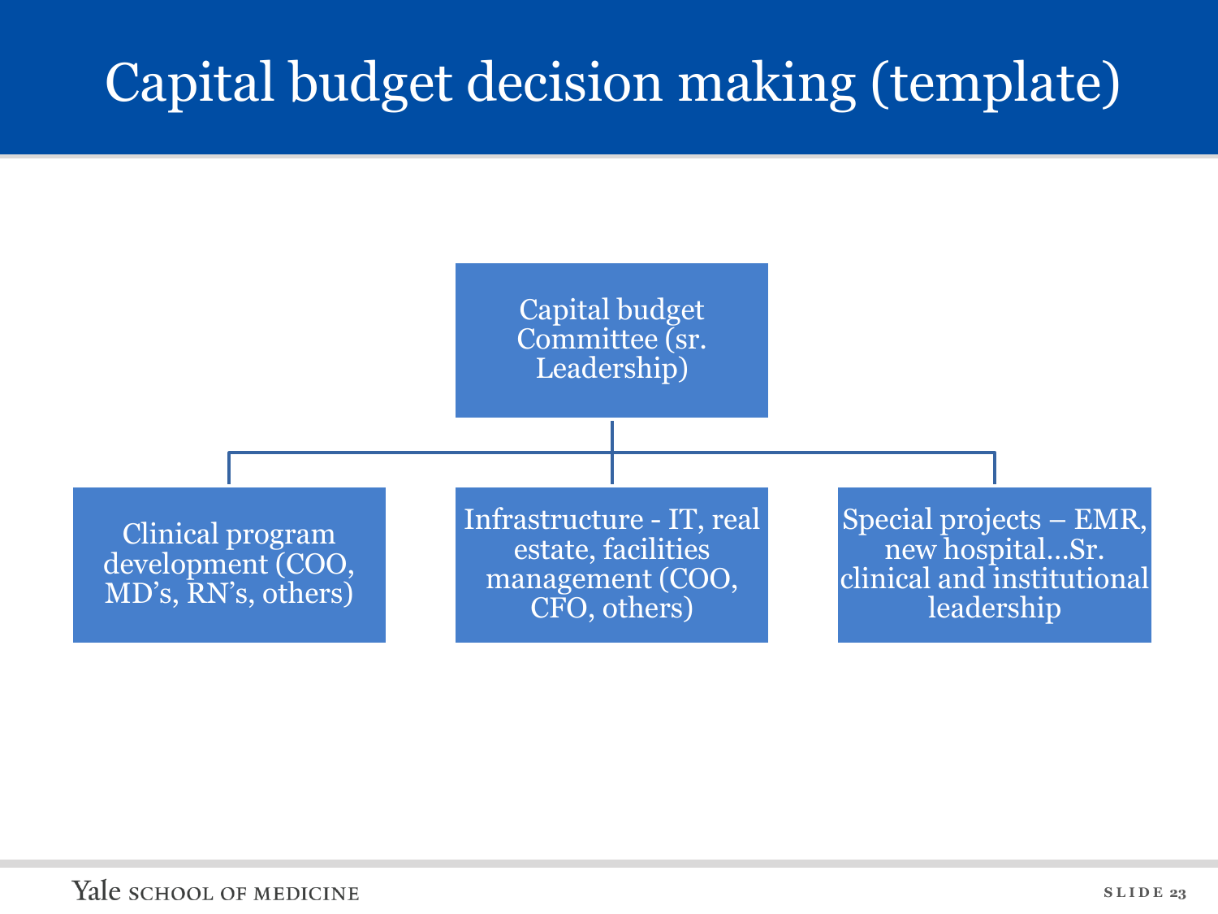# Capital budget decision making (template)

- Capital budget Committee (sr. Leadership)
  - Clinical program development (COO, MD's, RN's, others)
  - Infrastructure - IT, real estate, facilities management (COO, CFO, others)
  - Special projects – EMR, new hospital…Sr. clinical and institutional leadership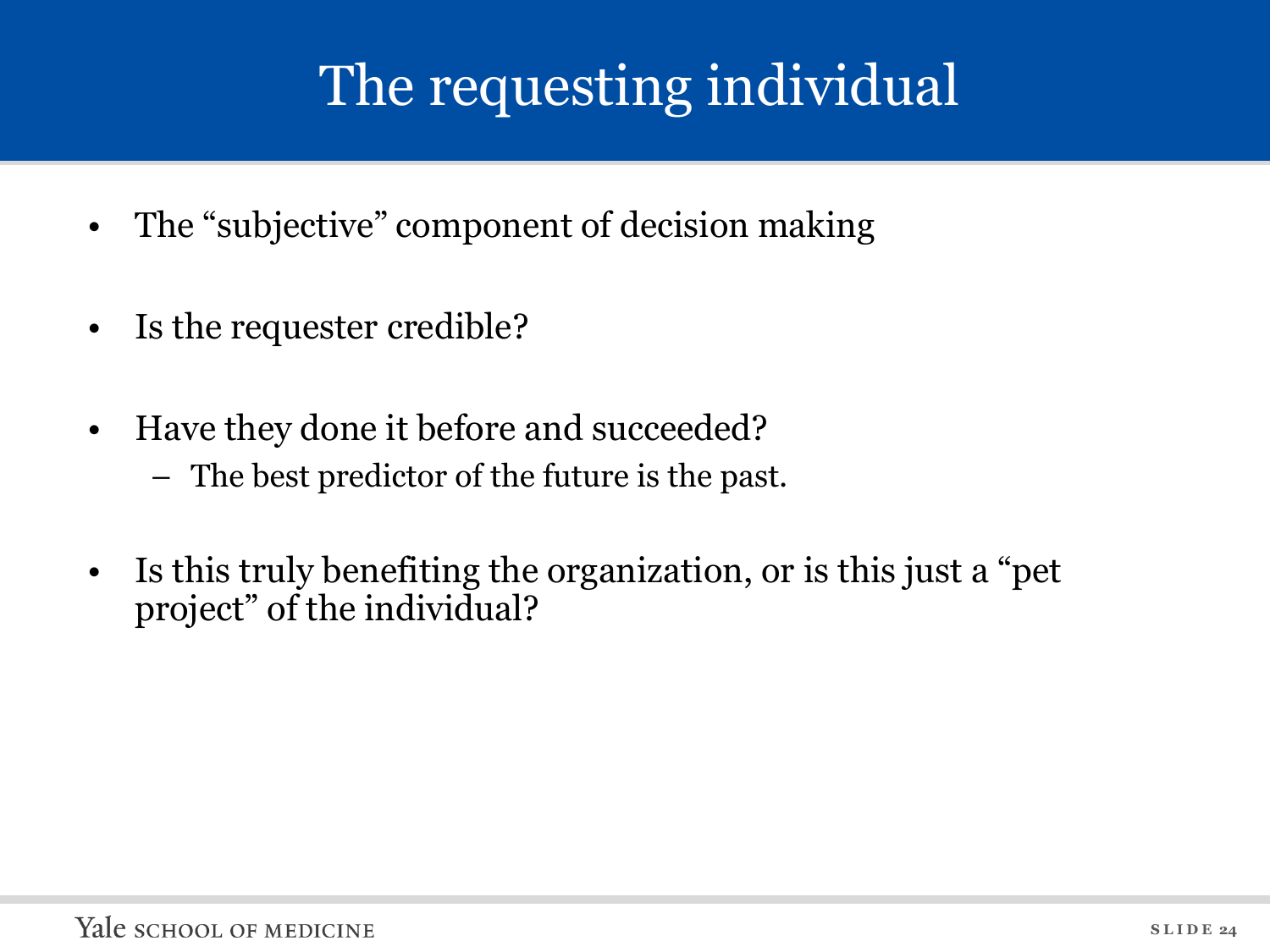# The requesting individual

- The "subjective" component of decision making
- Is the requester credible?
- Have they done it before and succeeded?
  - The best predictor of the future is the past.
- Is this truly benefiting the organization, or is this just a "pet project" of the individual?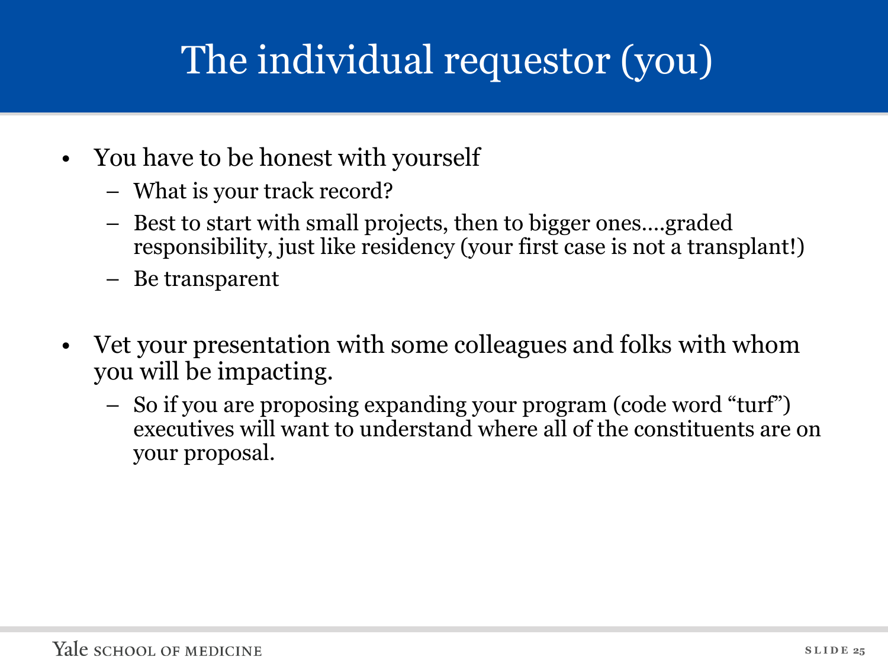# The individual requestor (you)

- You have to be honest with yourself
  - What is your track record?
  - Best to start with small projects, then to bigger ones....graded responsibility, just like residency (your first case is not a transplant!)
  - Be transparent

- Vet your presentation with some colleagues and folks with whom you will be impacting.
  - So if you are proposing expanding your program (code word "turf") executives will want to understand where all of the constituents are on your proposal.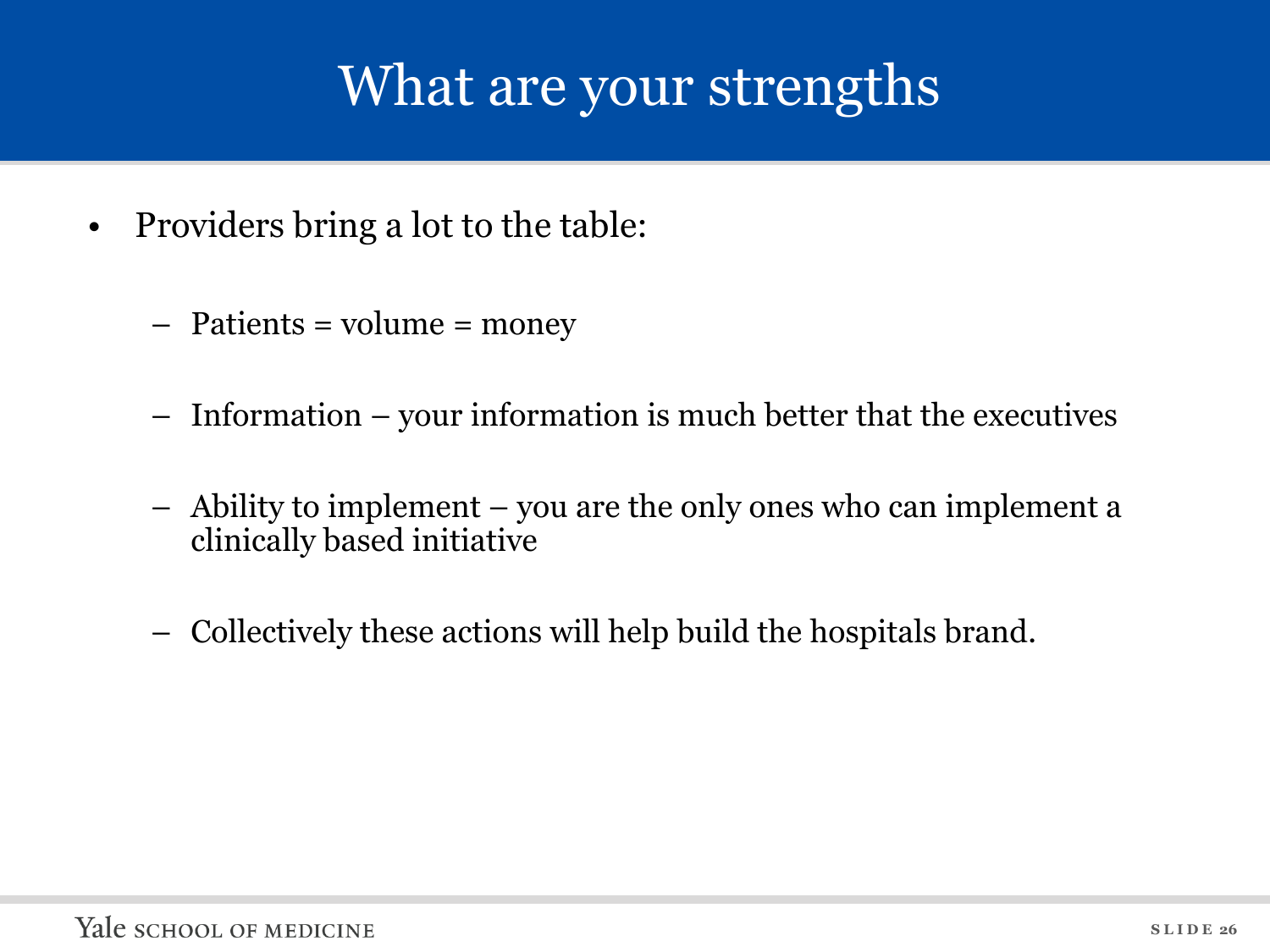# What are your strengths

- Providers bring a lot to the table:
  - Patients = volume = money
  - Information – your information is much better that the executives
  - Ability to implement – you are the only ones who can implement a clinically based initiative
  - Collectively these actions will help build the hospitals brand.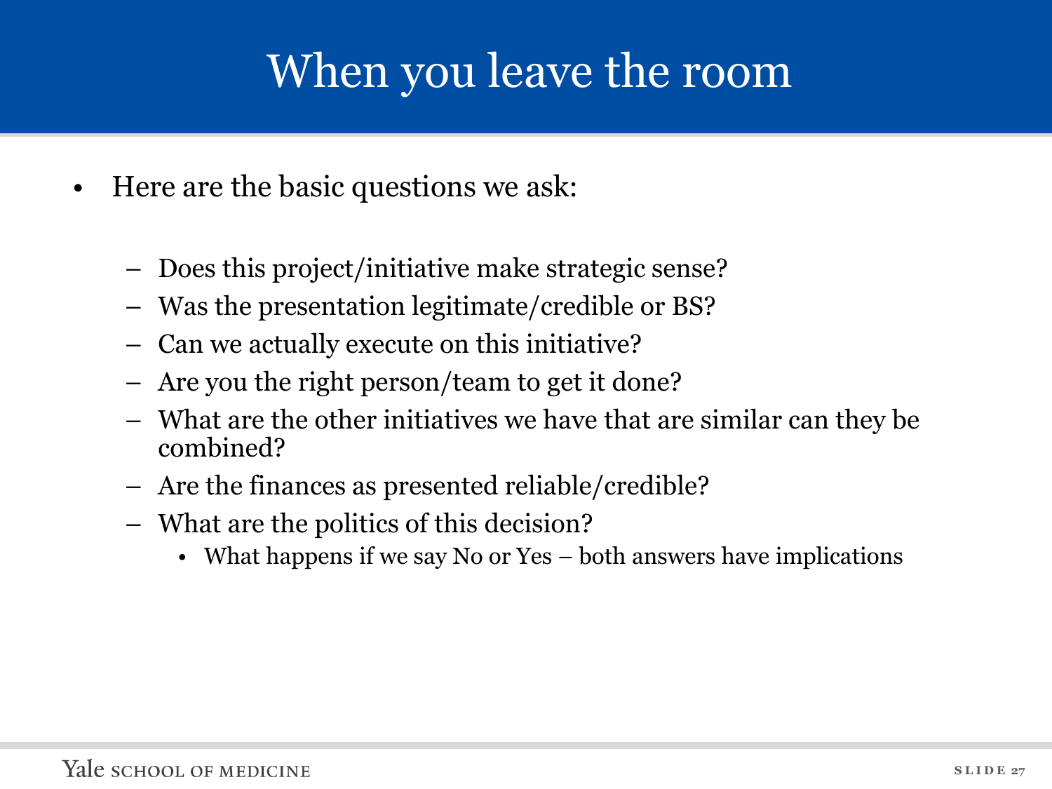# When you leave the room

- Here are the basic questions we ask:
  - Does this project/initiative make strategic sense?
  - Was the presentation legitimate/credible or BS?
  - Can we actually execute on this initiative?
  - Are you the right person/team to get it done?
  - What are the other initiatives we have that are similar can they be combined?
  - Are the finances as presented reliable/credible?
  - What are the politics of this decision?
    - What happens if we say No or Yes – both answers have implications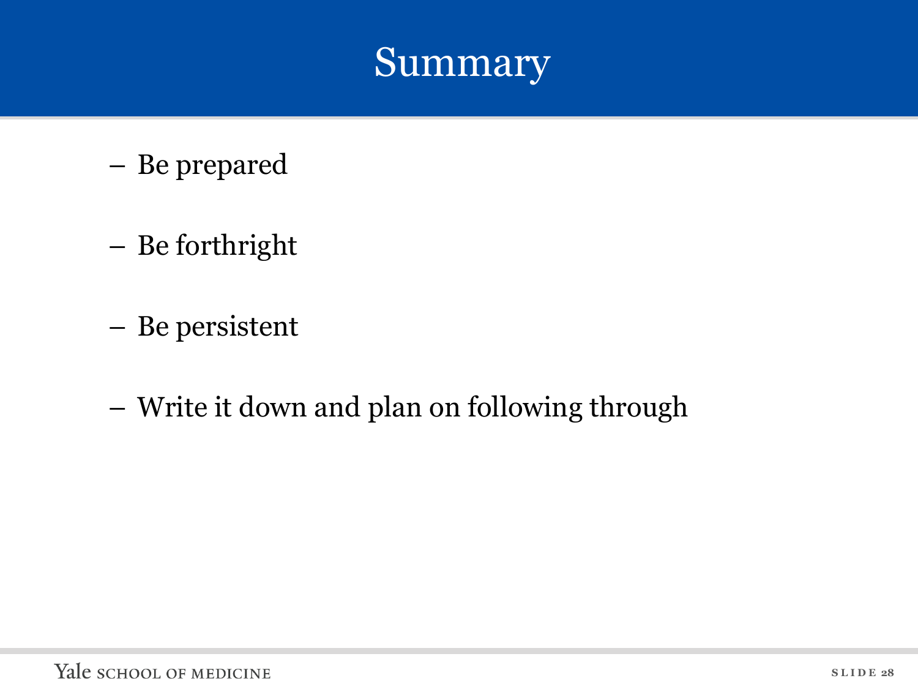# Summary

- Be prepared
- Be forthright
- Be persistent
- Write it down and plan on following through